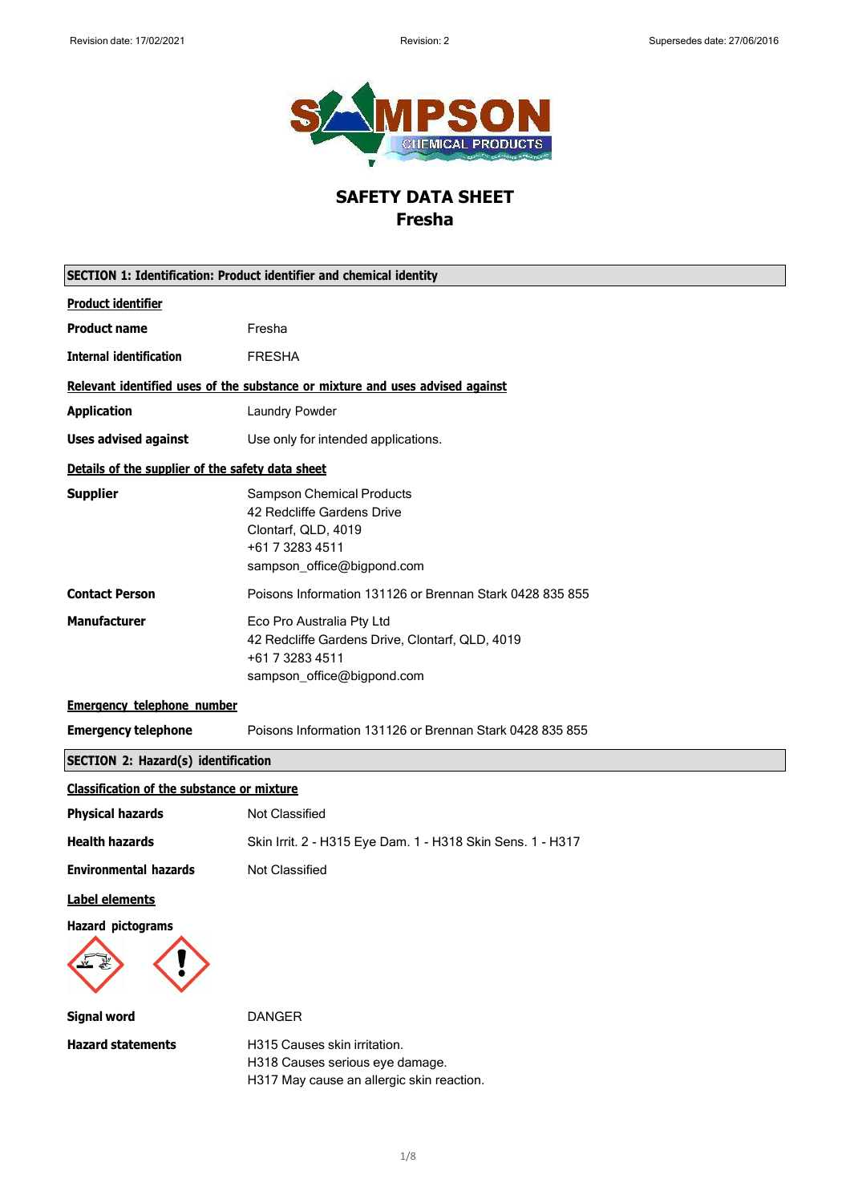# SAFETY DATA SHEET
## Fresha

### SECTION 1: Identification: Product identifier and chemical identity

**Product identifier**

| | |
|---|---|
| **Product name** | Fresha |
| **Internal identification** | FRESHA |

**Relevant identified uses of the substance or mixture and uses advised against**

| | |
|---|---|
| **Application** | Laundry Powder |
| **Uses advised against** | Use only for intended applications. |

**Details of the supplier of the safety data sheet**

| | |
|---|---|
| **Supplier** | Sampson Chemical Products<br>42 Redcliffe Gardens Drive<br>Clontarf, QLD, 4019<br>+61 7 3283 4511<br>sampson_office@bigpond.com |
| **Contact Person** | Poisons Information 131126 or Brennan Stark 0428 835 855 |
| **Manufacturer** | Eco Pro Australia Pty Ltd<br>42 Redcliffe Gardens Drive, Clontarf, QLD, 4019<br>+61 7 3283 4511<br>sampson_office@bigpond.com |

**Emergency telephone number**

| | |
|---|---|
| **Emergency telephone** | Poisons Information 131126 or Brennan Stark 0428 835 855 |

### SECTION 2: Hazard(s) identification

**Classification of the substance or mixture**

| | |
|---|---|
| **Physical hazards** | Not Classified |
| **Health hazards** | Skin Irrit. 2 - H315 Eye Dam. 1 - H318 Skin Sens. 1 - H317 |
| **Environmental hazards** | Not Classified |

**Label elements**

**Hazard pictograms**

| | |
|---|---|
| **Signal word** | DANGER |
| **Hazard statements** | H315 Causes skin irritation.<br>H318 Causes serious eye damage.<br>H317 May cause an allergic skin reaction. |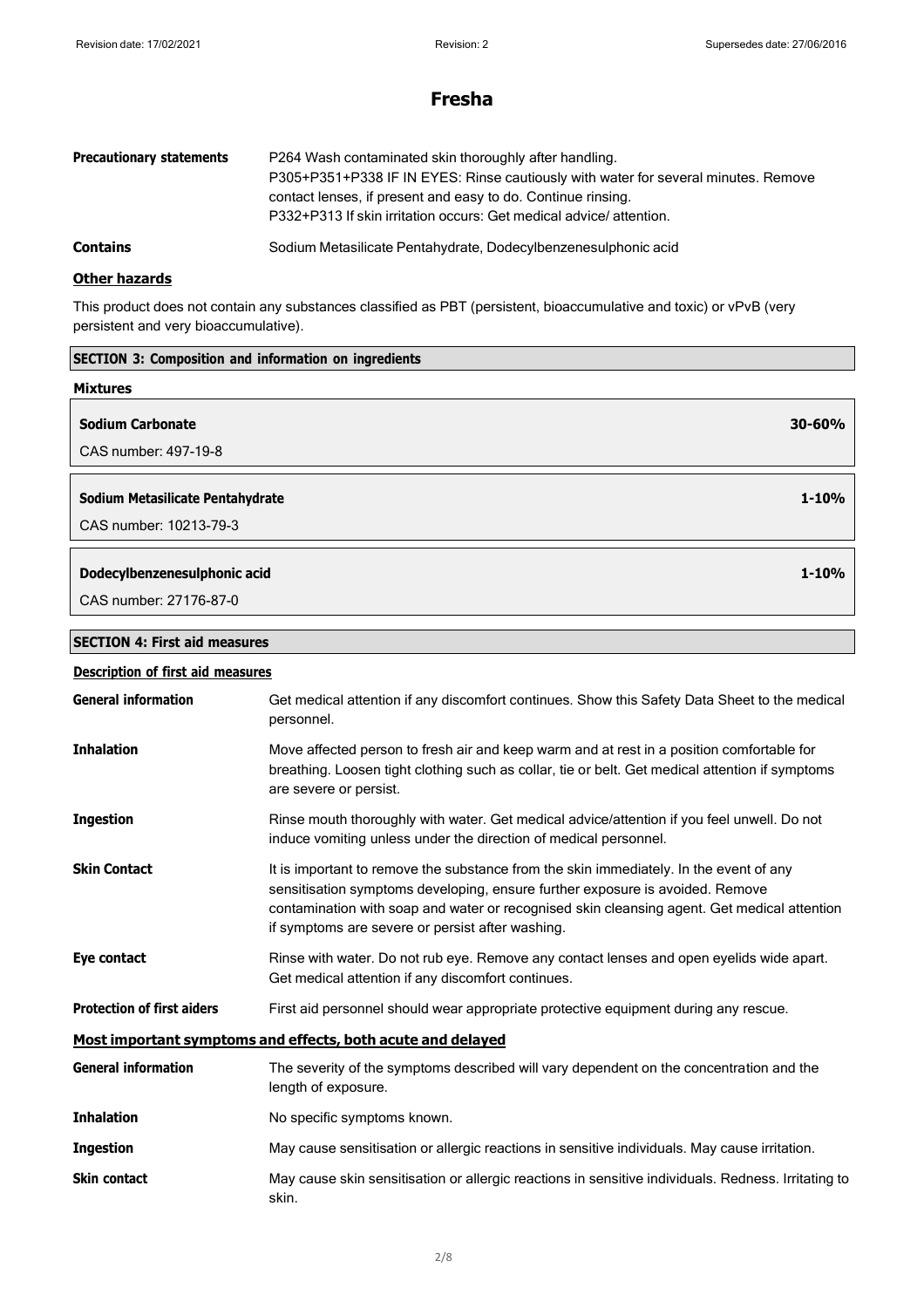# Fresha

| | |
|---|---|
| **Precautionary statements** | P264 Wash contaminated skin thoroughly after handling.<br>P305+P351+P338 IF IN EYES: Rinse cautiously with water for several minutes. Remove contact lenses, if present and easy to do. Continue rinsing.<br>P332+P313 If skin irritation occurs: Get medical advice/ attention. |
| **Contains** | Sodium Metasilicate Pentahydrate, Dodecylbenzenesulphonic acid |

### Other hazards

This product does not contain any substances classified as PBT (persistent, bioaccumulative and toxic) or vPvB (very persistent and very bioaccumulative).

## SECTION 3: Composition and information on ingredients

### Mixtures

**Sodium Carbonate** — 30-60%

CAS number: 497-19-8

**Sodium Metasilicate Pentahydrate** — 1-10%

CAS number: 10213-79-3

**Dodecylbenzenesulphonic acid** — 1-10%

CAS number: 27176-87-0

## SECTION 4: First aid measures

### Description of first aid measures

| | |
|---|---|
| **General information** | Get medical attention if any discomfort continues. Show this Safety Data Sheet to the medical personnel. |
| **Inhalation** | Move affected person to fresh air and keep warm and at rest in a position comfortable for breathing. Loosen tight clothing such as collar, tie or belt. Get medical attention if symptoms are severe or persist. |
| **Ingestion** | Rinse mouth thoroughly with water. Get medical advice/attention if you feel unwell. Do not induce vomiting unless under the direction of medical personnel. |
| **Skin Contact** | It is important to remove the substance from the skin immediately. In the event of any sensitisation symptoms developing, ensure further exposure is avoided. Remove contamination with soap and water or recognised skin cleansing agent. Get medical attention if symptoms are severe or persist after washing. |
| **Eye contact** | Rinse with water. Do not rub eye. Remove any contact lenses and open eyelids wide apart. Get medical attention if any discomfort continues. |
| **Protection of first aiders** | First aid personnel should wear appropriate protective equipment during any rescue. |

### Most important symptoms and effects, both acute and delayed

| | |
|---|---|
| **General information** | The severity of the symptoms described will vary dependent on the concentration and the length of exposure. |
| **Inhalation** | No specific symptoms known. |
| **Ingestion** | May cause sensitisation or allergic reactions in sensitive individuals. May cause irritation. |
| **Skin contact** | May cause skin sensitisation or allergic reactions in sensitive individuals. Redness. Irritating to skin. |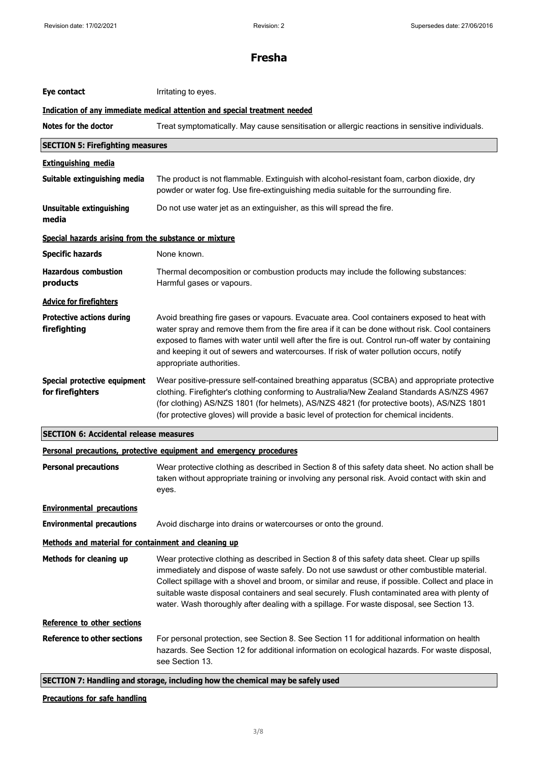# Fresha

| | |
|---|---|
| **Eye contact** | Irritating to eyes. |

**Indication of any immediate medical attention and special treatment needed**

| | |
|---|---|
| **Notes for the doctor** | Treat symptomatically. May cause sensitisation or allergic reactions in sensitive individuals. |

## SECTION 5: Firefighting measures

**Extinguishing media**

| | |
|---|---|
| **Suitable extinguishing media** | The product is not flammable. Extinguish with alcohol-resistant foam, carbon dioxide, dry powder or water fog. Use fire-extinguishing media suitable for the surrounding fire. |
| **Unsuitable extinguishing media** | Do not use water jet as an extinguisher, as this will spread the fire. |

**Special hazards arising from the substance or mixture**

| | |
|---|---|
| **Specific hazards** | None known. |
| **Hazardous combustion products** | Thermal decomposition or combustion products may include the following substances: Harmful gases or vapours. |

**Advice for firefighters**

| | |
|---|---|
| **Protective actions during firefighting** | Avoid breathing fire gases or vapours. Evacuate area. Cool containers exposed to heat with water spray and remove them from the fire area if it can be done without risk. Cool containers exposed to flames with water until well after the fire is out. Control run-off water by containing and keeping it out of sewers and watercourses. If risk of water pollution occurs, notify appropriate authorities. |
| **Special protective equipment for firefighters** | Wear positive-pressure self-contained breathing apparatus (SCBA) and appropriate protective clothing. Firefighter's clothing conforming to Australia/New Zealand Standards AS/NZS 4967 (for clothing) AS/NZS 1801 (for helmets), AS/NZS 4821 (for protective boots), AS/NZS 1801 (for protective gloves) will provide a basic level of protection for chemical incidents. |

## SECTION 6: Accidental release measures

**Personal precautions, protective equipment and emergency procedures**

| | |
|---|---|
| **Personal precautions** | Wear protective clothing as described in Section 8 of this safety data sheet. No action shall be taken without appropriate training or involving any personal risk. Avoid contact with skin and eyes. |

**Environmental precautions**

| | |
|---|---|
| **Environmental precautions** | Avoid discharge into drains or watercourses or onto the ground. |

**Methods and material for containment and cleaning up**

| | |
|---|---|
| **Methods for cleaning up** | Wear protective clothing as described in Section 8 of this safety data sheet. Clear up spills immediately and dispose of waste safely. Do not use sawdust or other combustible material. Collect spillage with a shovel and broom, or similar and reuse, if possible. Collect and place in suitable waste disposal containers and seal securely. Flush contaminated area with plenty of water. Wash thoroughly after dealing with a spillage. For waste disposal, see Section 13. |

**Reference to other sections**

| | |
|---|---|
| **Reference to other sections** | For personal protection, see Section 8. See Section 11 for additional information on health hazards. See Section 12 for additional information on ecological hazards. For waste disposal, see Section 13. |

## SECTION 7: Handling and storage, including how the chemical may be safely used

**Precautions for safe handling**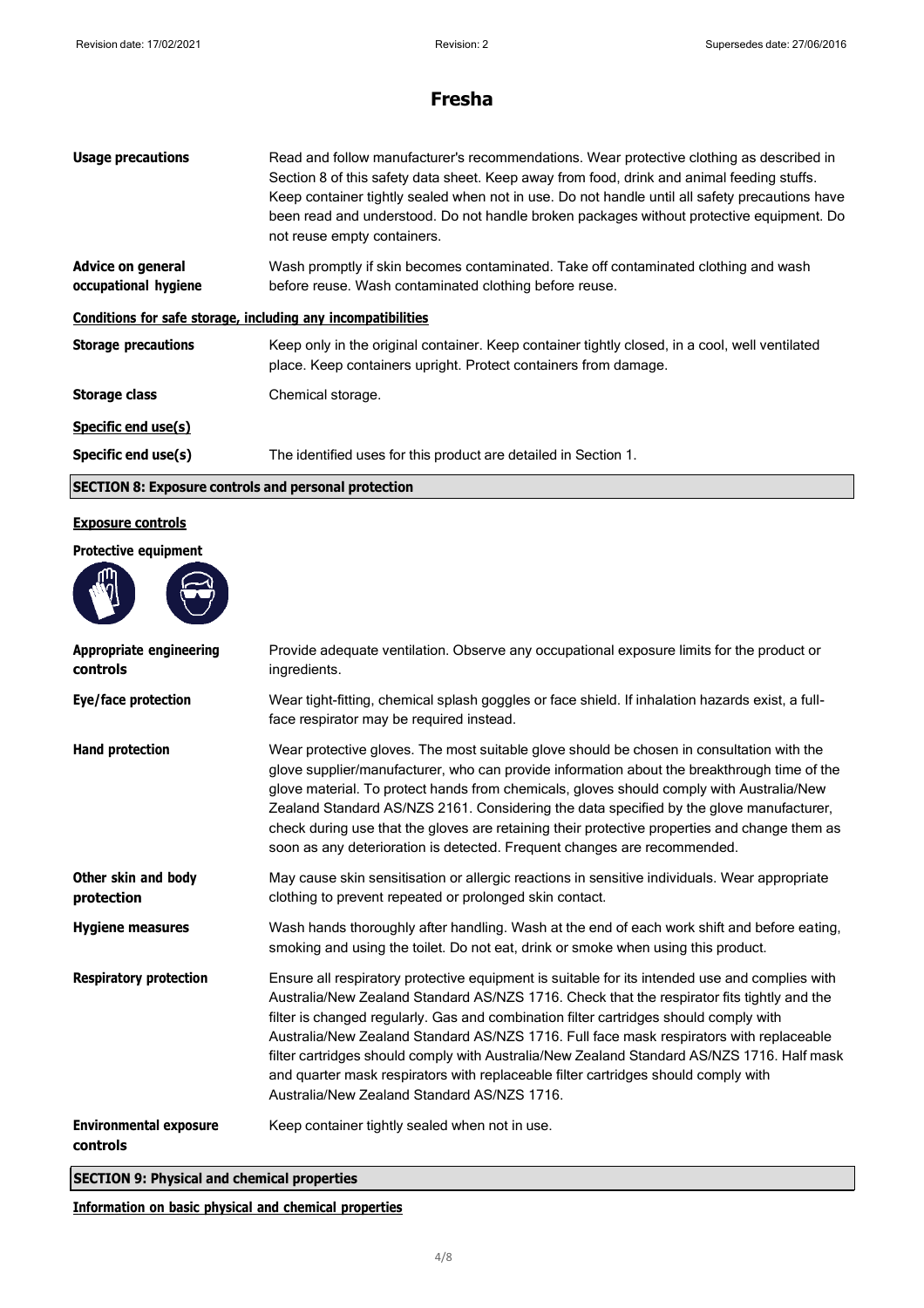# Fresha

| | |
|---|---|
| **Usage precautions** | Read and follow manufacturer's recommendations. Wear protective clothing as described in Section 8 of this safety data sheet. Keep away from food, drink and animal feeding stuffs. Keep container tightly sealed when not in use. Do not handle until all safety precautions have been read and understood. Do not handle broken packages without protective equipment. Do not reuse empty containers. |
| **Advice on general occupational hygiene** | Wash promptly if skin becomes contaminated. Take off contaminated clothing and wash before reuse. Wash contaminated clothing before reuse. |

**Conditions for safe storage, including any incompatibilities**

| | |
|---|---|
| **Storage precautions** | Keep only in the original container. Keep container tightly closed, in a cool, well ventilated place. Keep containers upright. Protect containers from damage. |
| **Storage class** | Chemical storage. |

**Specific end use(s)**

| | |
|---|---|
| **Specific end use(s)** | The identified uses for this product are detailed in Section 1. |

## SECTION 8: Exposure controls and personal protection

**Exposure controls**

**Protective equipment**

| | |
|---|---|
| **Appropriate engineering controls** | Provide adequate ventilation. Observe any occupational exposure limits for the product or ingredients. |
| **Eye/face protection** | Wear tight-fitting, chemical splash goggles or face shield. If inhalation hazards exist, a full-face respirator may be required instead. |
| **Hand protection** | Wear protective gloves. The most suitable glove should be chosen in consultation with the glove supplier/manufacturer, who can provide information about the breakthrough time of the glove material. To protect hands from chemicals, gloves should comply with Australia/New Zealand Standard AS/NZS 2161. Considering the data specified by the glove manufacturer, check during use that the gloves are retaining their protective properties and change them as soon as any deterioration is detected. Frequent changes are recommended. |
| **Other skin and body protection** | May cause skin sensitisation or allergic reactions in sensitive individuals. Wear appropriate clothing to prevent repeated or prolonged skin contact. |
| **Hygiene measures** | Wash hands thoroughly after handling. Wash at the end of each work shift and before eating, smoking and using the toilet. Do not eat, drink or smoke when using this product. |
| **Respiratory protection** | Ensure all respiratory protective equipment is suitable for its intended use and complies with Australia/New Zealand Standard AS/NZS 1716. Check that the respirator fits tightly and the filter is changed regularly. Gas and combination filter cartridges should comply with Australia/New Zealand Standard AS/NZS 1716. Full face mask respirators with replaceable filter cartridges should comply with Australia/New Zealand Standard AS/NZS 1716. Half mask and quarter mask respirators with replaceable filter cartridges should comply with Australia/New Zealand Standard AS/NZS 1716. |
| **Environmental exposure controls** | Keep container tightly sealed when not in use. |

## SECTION 9: Physical and chemical properties

**Information on basic physical and chemical properties**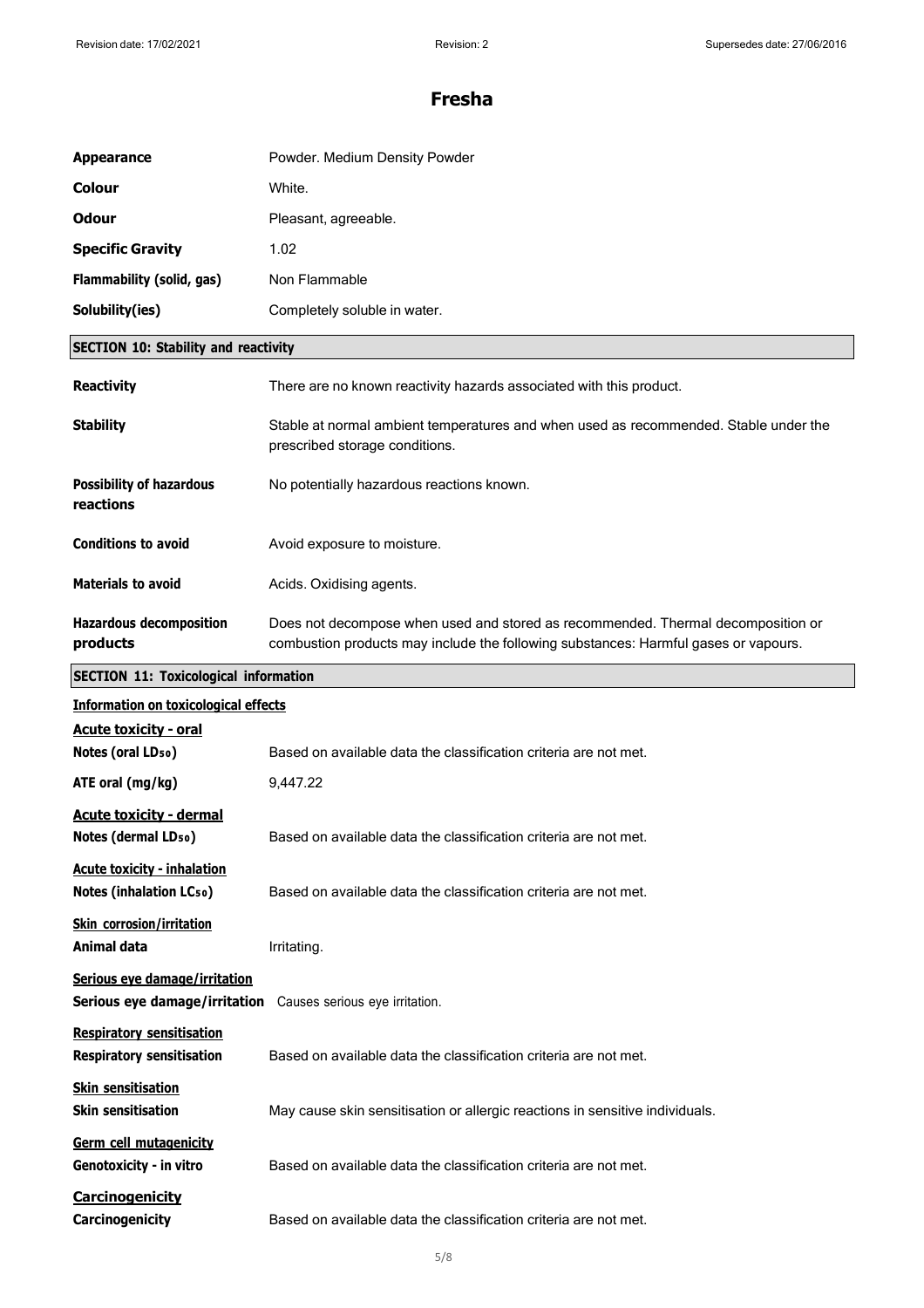# Fresha

| | |
|---|---|
| **Appearance** | Powder. Medium Density Powder |
| **Colour** | White. |
| **Odour** | Pleasant, agreeable. |
| **Specific Gravity** | 1.02 |
| **Flammability (solid, gas)** | Non Flammable |
| **Solubility(ies)** | Completely soluble in water. |

## SECTION 10: Stability and reactivity

| | |
|---|---|
| **Reactivity** | There are no known reactivity hazards associated with this product. |
| **Stability** | Stable at normal ambient temperatures and when used as recommended. Stable under the prescribed storage conditions. |
| **Possibility of hazardous reactions** | No potentially hazardous reactions known. |
| **Conditions to avoid** | Avoid exposure to moisture. |
| **Materials to avoid** | Acids. Oxidising agents. |
| **Hazardous decomposition products** | Does not decompose when used and stored as recommended. Thermal decomposition or combustion products may include the following substances: Harmful gases or vapours. |

## SECTION 11: Toxicological information

**Information on toxicological effects**

**Acute toxicity - oral**

| | |
|---|---|
| **Notes (oral $LD_{50}$)** | Based on available data the classification criteria are not met. |
| **ATE oral (mg/kg)** | 9,447.22 |

**Acute toxicity - dermal**

| | |
|---|---|
| **Notes (dermal $LD_{50}$)** | Based on available data the classification criteria are not met. |

**Acute toxicity - inhalation**

| | |
|---|---|
| **Notes (inhalation $LC_{50}$)** | Based on available data the classification criteria are not met. |

**Skin corrosion/irritation**

| | |
|---|---|
| **Animal data** | Irritating. |

**Serious eye damage/irritation**

| | |
|---|---|
| **Serious eye damage/irritation** | Causes serious eye irritation. |

**Respiratory sensitisation**

| | |
|---|---|
| **Respiratory sensitisation** | Based on available data the classification criteria are not met. |

**Skin sensitisation**

| | |
|---|---|
| **Skin sensitisation** | May cause skin sensitisation or allergic reactions in sensitive individuals. |

**Germ cell mutagenicity**

| | |
|---|---|
| **Genotoxicity - in vitro** | Based on available data the classification criteria are not met. |

**Carcinogenicity**

| | |
|---|---|
| **Carcinogenicity** | Based on available data the classification criteria are not met. |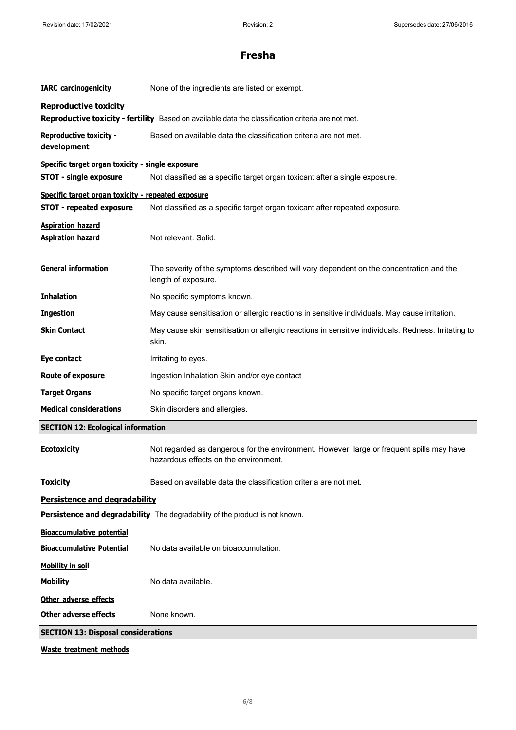**IARC carcinogenicity** None of the ingredients are listed or exempt.

**Reproductive toxicity**

**Reproductive toxicity - fertility** Based on available data the classification criteria are not met.

**Reproductive toxicity - development** Based on available data the classification criteria are not met.

**Specific target organ toxicity - single exposure**

**STOT - single exposure** Not classified as a specific target organ toxicant after a single exposure.

**Specific target organ toxicity - repeated exposure**

**STOT - repeated exposure** Not classified as a specific target organ toxicant after repeated exposure.

**Aspiration hazard**

**Aspiration hazard** Not relevant. Solid.

**General information** The severity of the symptoms described will vary dependent on the concentration and the length of exposure.

**Inhalation** No specific symptoms known.

**Ingestion** May cause sensitisation or allergic reactions in sensitive individuals. May cause irritation.

**Skin Contact** May cause skin sensitisation or allergic reactions in sensitive individuals. Redness. Irritating to skin.

**Eye contact** Irritating to eyes.

**Route of exposure** Ingestion Inhalation Skin and/or eye contact

**Target Organs** No specific target organs known.

**Medical considerations** Skin disorders and allergies.

## SECTION 12: Ecological information

**Ecotoxicity** Not regarded as dangerous for the environment. However, large or frequent spills may have hazardous effects on the environment.

**Toxicity** Based on available data the classification criteria are not met.

**Persistence and degradability**

**Persistence and degradability** The degradability of the product is not known.

**Bioaccumulative potential**

**Bioaccumulative Potential** No data available on bioaccumulation.

**Mobility in soil**

**Mobility** No data available.

**Other adverse effects**

**Other adverse effects** None known.

## SECTION 13: Disposal considerations

**Waste treatment methods**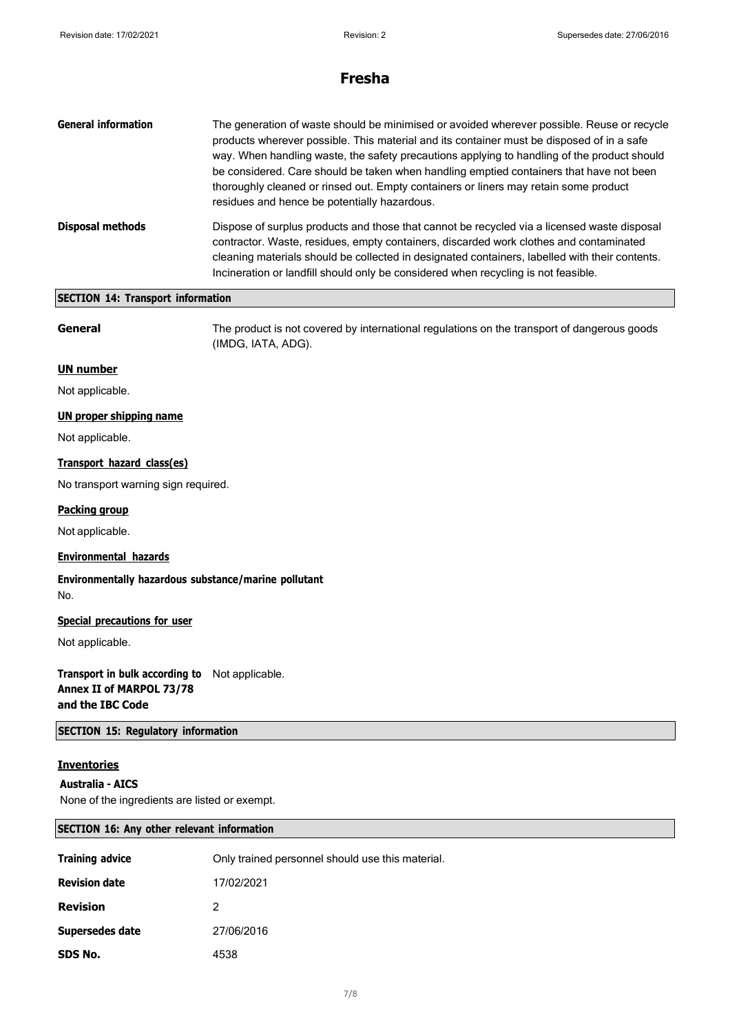# Fresha

**General information** The generation of waste should be minimised or avoided wherever possible. Reuse or recycle products wherever possible. This material and its container must be disposed of in a safe way. When handling waste, the safety precautions applying to handling of the product should be considered. Care should be taken when handling emptied containers that have not been thoroughly cleaned or rinsed out. Empty containers or liners may retain some product residues and hence be potentially hazardous.

**Disposal methods** Dispose of surplus products and those that cannot be recycled via a licensed waste disposal contractor. Waste, residues, empty containers, discarded work clothes and contaminated cleaning materials should be collected in designated containers, labelled with their contents. Incineration or landfill should only be considered when recycling is not feasible.

## SECTION 14: Transport information

**General** The product is not covered by international regulations on the transport of dangerous goods (IMDG, IATA, ADG).

### UN number

Not applicable.

### UN proper shipping name

Not applicable.

### Transport hazard class(es)

No transport warning sign required.

### Packing group

Not applicable.

### Environmental hazards

**Environmentally hazardous substance/marine pollutant**

No.

### Special precautions for user

Not applicable.

**Transport in bulk according to Annex II of MARPOL 73/78 and the IBC Code** Not applicable.

## SECTION 15: Regulatory information

### Inventories

**Australia - AICS**

None of the ingredients are listed or exempt.

## SECTION 16: Any other relevant information

**Training advice** Only trained personnel should use this material.

**Revision date** 17/02/2021

**Revision** 2

**Supersedes date** 27/06/2016

**SDS No.** 4538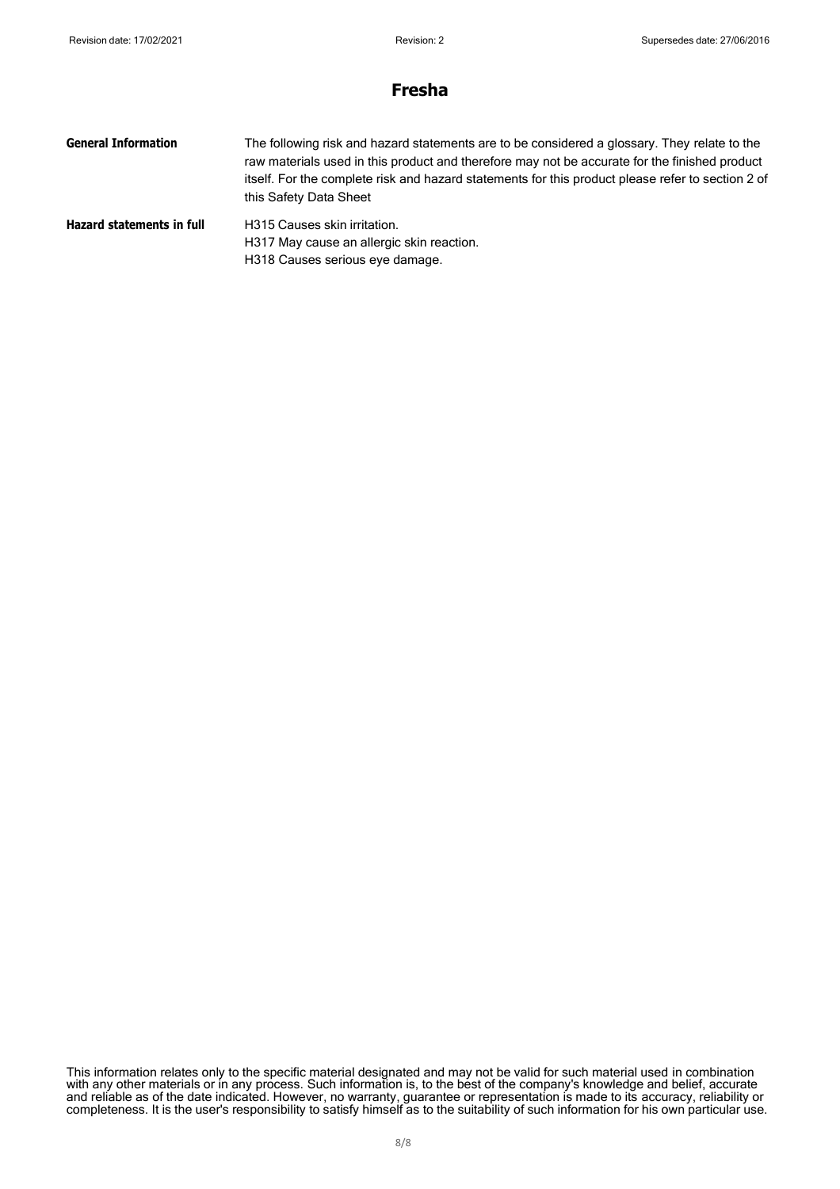# Fresha

| | |
|---|---|
| **General Information** | The following risk and hazard statements are to be considered a glossary. They relate to the raw materials used in this product and therefore may not be accurate for the finished product itself. For the complete risk and hazard statements for this product please refer to section 2 of this Safety Data Sheet |
| **Hazard statements in full** | H315 Causes skin irritation.<br>H317 May cause an allergic skin reaction.<br>H318 Causes serious eye damage. |

This information relates only to the specific material designated and may not be valid for such material used in combination with any other materials or in any process. Such information is, to the best of the company's knowledge and belief, accurate and reliable as of the date indicated. However, no warranty, guarantee or representation is made to its accuracy, reliability or completeness. It is the user's responsibility to satisfy himself as to the suitability of such information for his own particular use.